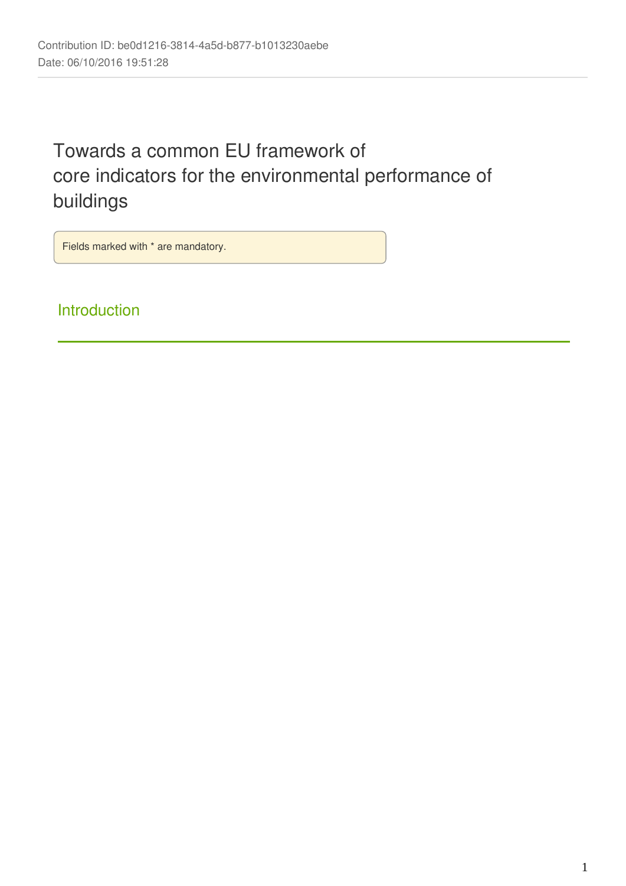Contribution ID: be0d1216-3814-4a5d-b877-b1013230aebe
Date: 06/10/2016 19:51:28

# Towards a common EU framework of core indicators for the environmental performance of buildings

Fields marked with * are mandatory.

## Introduction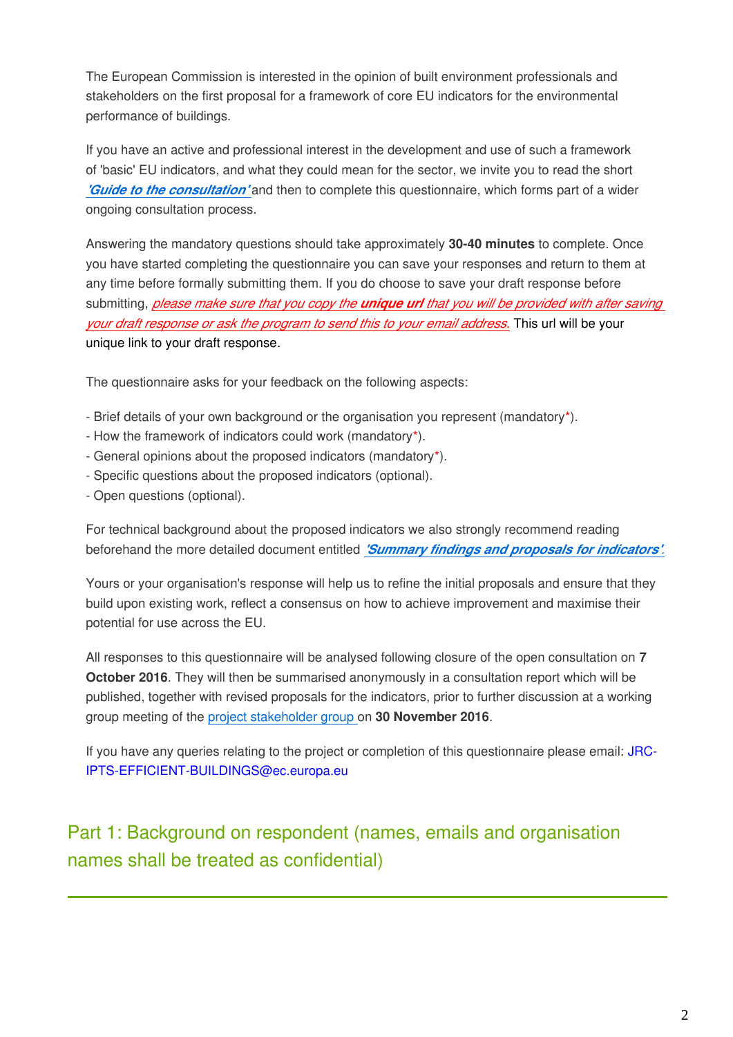The European Commission is interested in the opinion of built environment professionals and stakeholders on the first proposal for a framework of core EU indicators for the environmental performance of buildings.

If you have an active and professional interest in the development and use of such a framework of 'basic' EU indicators, and what they could mean for the sector, we invite you to read the short ***'Guide to the consultation'*** and then to complete this questionnaire, which forms part of a wider ongoing consultation process.

Answering the mandatory questions should take approximately **30-40 minutes** to complete. Once you have started completing the questionnaire you can save your responses and return to them at any time before formally submitting them. If you do choose to save your draft response before submitting, *please make sure that you copy the **unique url** that you will be provided with after saving your draft response or ask the program to send this to your email address.* This url will be your unique link to your draft response.

The questionnaire asks for your feedback on the following aspects:

- Brief details of your own background or the organisation you represent (mandatory*).
- How the framework of indicators could work (mandatory*).
- General opinions about the proposed indicators (mandatory*).
- Specific questions about the proposed indicators (optional).
- Open questions (optional).

For technical background about the proposed indicators we also strongly recommend reading beforehand the more detailed document entitled ***'Summary findings and proposals for indicators'.***

Yours or your organisation's response will help us to refine the initial proposals and ensure that they build upon existing work, reflect a consensus on how to achieve improvement and maximise their potential for use across the EU.

All responses to this questionnaire will be analysed following closure of the open consultation on **7 October 2016**. They will then be summarised anonymously in a consultation report which will be published, together with revised proposals for the indicators, prior to further discussion at a working group meeting of the project stakeholder group on **30 November 2016**.

If you have any queries relating to the project or completion of this questionnaire please email: JRC-IPTS-EFFICIENT-BUILDINGS@ec.europa.eu

## Part 1: Background on respondent (names, emails and organisation names shall be treated as confidential)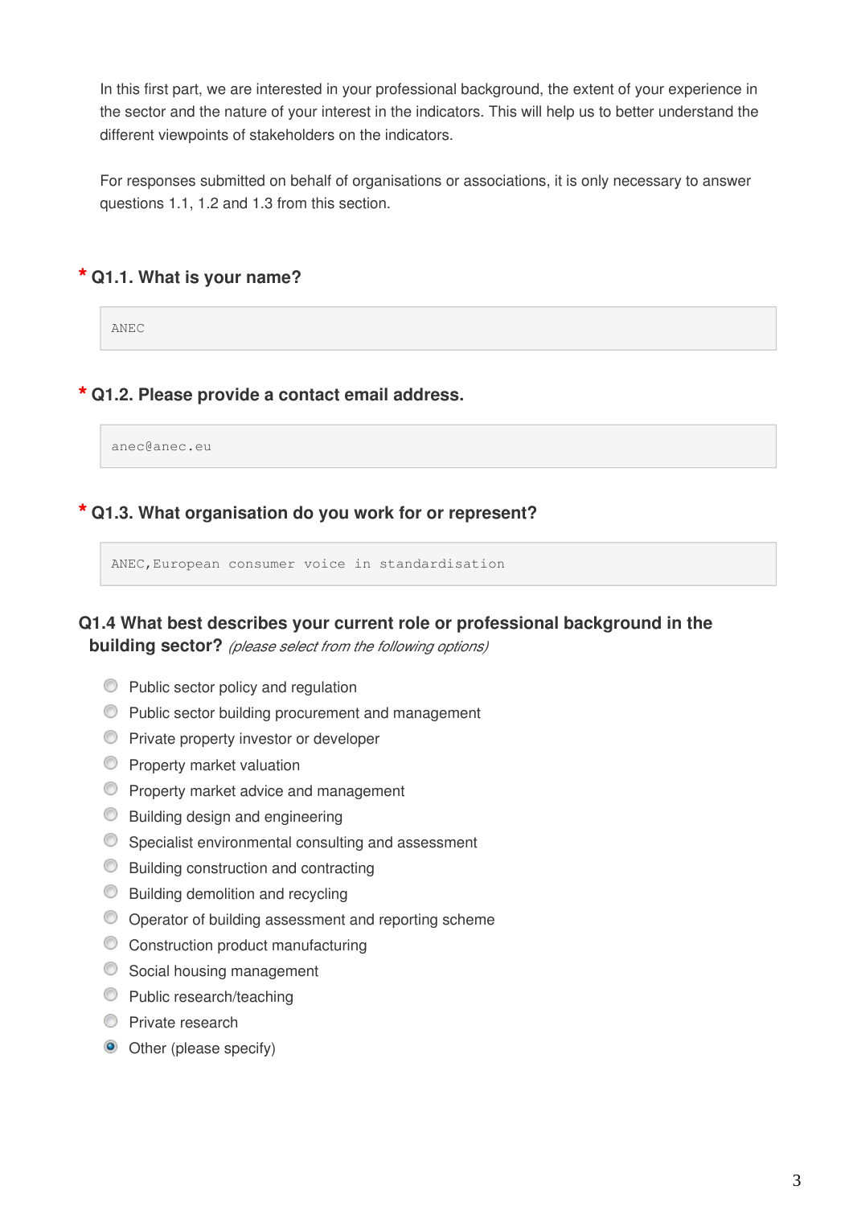In this first part, we are interested in your professional background, the extent of your experience in the sector and the nature of your interest in the indicators. This will help us to better understand the different viewpoints of stakeholders on the indicators.

For responses submitted on behalf of organisations or associations, it is only necessary to answer questions 1.1, 1.2 and 1.3 from this section.

### * Q1.1. What is your name?

ANEC

### * Q1.2. Please provide a contact email address.

anec@anec.eu

### * Q1.3. What organisation do you work for or represent?

ANEC,European consumer voice in standardisation

### Q1.4 What best describes your current role or professional background in the building sector? *(please select from the following options)*

- ○ Public sector policy and regulation
- ○ Public sector building procurement and management
- ○ Private property investor or developer
- ○ Property market valuation
- ○ Property market advice and management
- ○ Building design and engineering
- ○ Specialist environmental consulting and assessment
- ○ Building construction and contracting
- ○ Building demolition and recycling
- ○ Operator of building assessment and reporting scheme
- ○ Construction product manufacturing
- ○ Social housing management
- ○ Public research/teaching
- ○ Private research
- ● Other (please specify)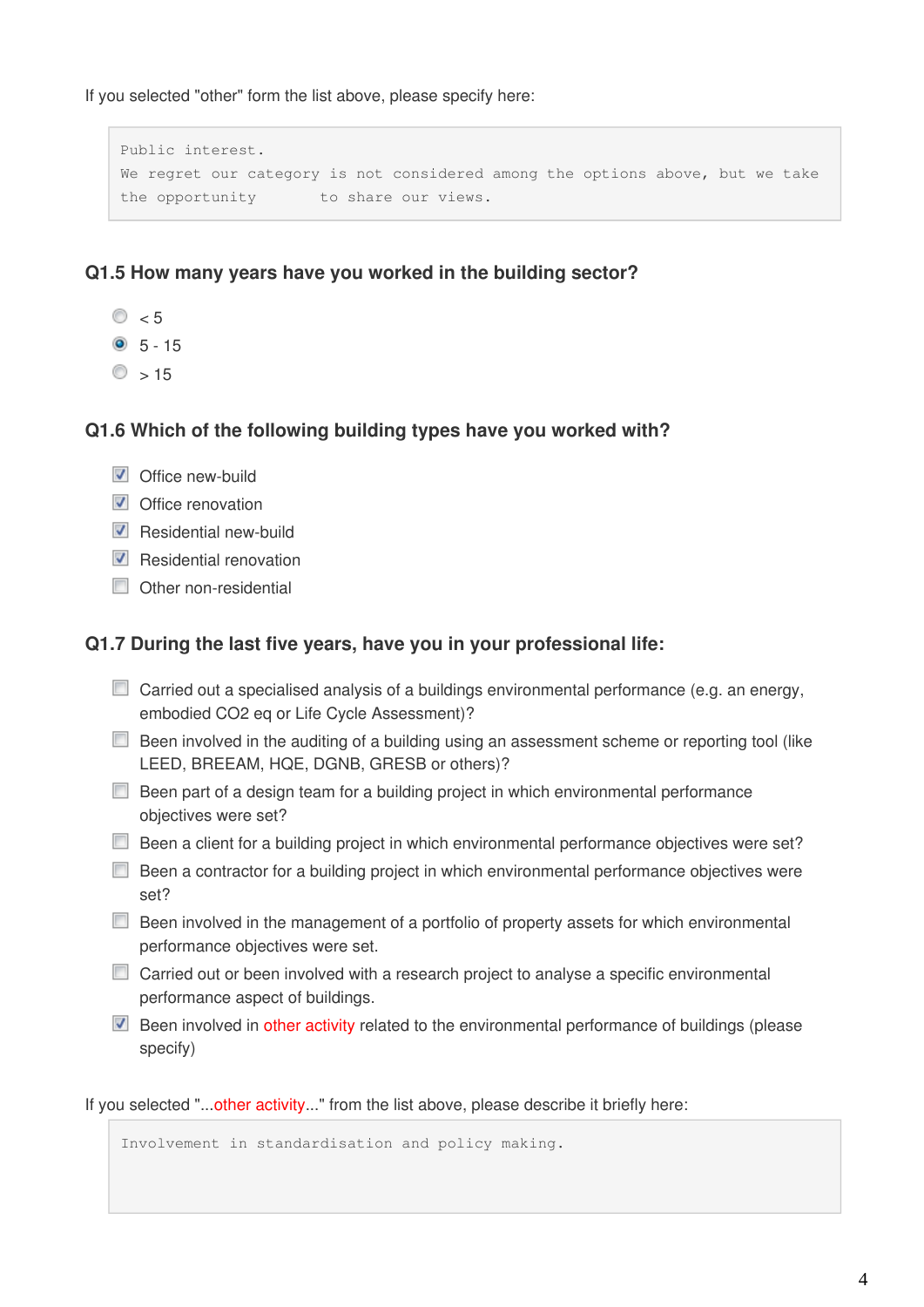If you selected "other" form the list above, please specify here:

```
Public interest.
We regret our category is not considered among the options above, but we take
the opportunity       to share our views.
```

### Q1.5 How many years have you worked in the building sector?

- ( ) < 5
- (•) 5 - 15
- ( ) > 15

### Q1.6 Which of the following building types have you worked with?

- [x] Office new-build
- [x] Office renovation
- [x] Residential new-build
- [x] Residential renovation
- [ ] Other non-residential

### Q1.7 During the last five years, have you in your professional life:

- [ ] Carried out a specialised analysis of a buildings environmental performance (e.g. an energy, embodied CO2 eq or Life Cycle Assessment)?
- [ ] Been involved in the auditing of a building using an assessment scheme or reporting tool (like LEED, BREEAM, HQE, DGNB, GRESB or others)?
- [ ] Been part of a design team for a building project in which environmental performance objectives were set?
- [ ] Been a client for a building project in which environmental performance objectives were set?
- [ ] Been a contractor for a building project in which environmental performance objectives were set?
- [ ] Been involved in the management of a portfolio of property assets for which environmental performance objectives were set.
- [ ] Carried out or been involved with a research project to analyse a specific environmental performance aspect of buildings.
- [x] Been involved in other activity related to the environmental performance of buildings (please specify)

If you selected "...other activity..." from the list above, please describe it briefly here:

```
Involvement in standardisation and policy making.
```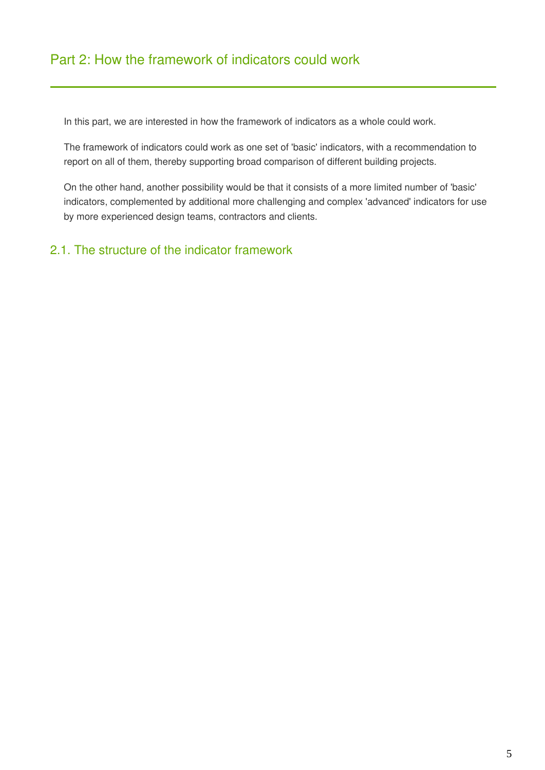# Part 2: How the framework of indicators could work

In this part, we are interested in how the framework of indicators as a whole could work.

The framework of indicators could work as one set of 'basic' indicators, with a recommendation to report on all of them, thereby supporting broad comparison of different building projects.

On the other hand, another possibility would be that it consists of a more limited number of 'basic' indicators, complemented by additional more challenging and complex 'advanced' indicators for use by more experienced design teams, contractors and clients.

## 2.1. The structure of the indicator framework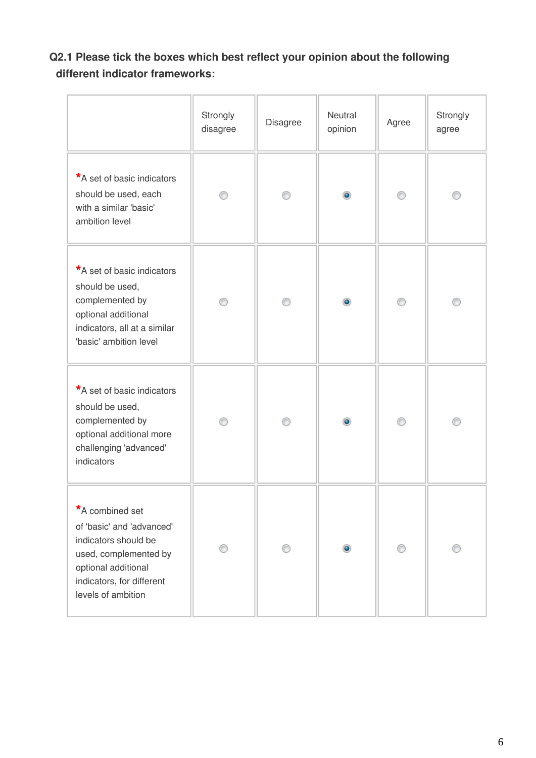**Q2.1 Please tick the boxes which best reflect your opinion about the following different indicator frameworks:**

| | Strongly disagree | Disagree | Neutral opinion | Agree | Strongly agree |
|---|---|---|---|---|---|
| *A set of basic indicators should be used, each with a similar 'basic' ambition level | ○ | ○ | ● | ○ | ○ |
| *A set of basic indicators should be used, complemented by optional additional indicators, all at a similar 'basic' ambition level | ○ | ○ | ● | ○ | ○ |
| *A set of basic indicators should be used, complemented by optional additional more challenging 'advanced' indicators | ○ | ○ | ● | ○ | ○ |
| *A combined set of 'basic' and 'advanced' indicators should be used, complemented by optional additional indicators, for different levels of ambition | ○ | ○ | ● | ○ | ○ |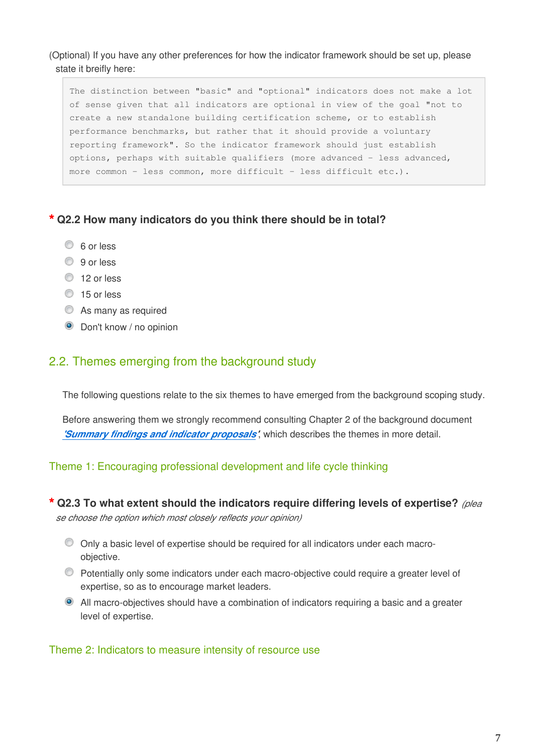(Optional) If you have any other preferences for how the indicator framework should be set up, please state it breifly here:

```
The distinction between "basic" and "optional" indicators does not make a lot of sense given that all indicators are optional in view of the goal "not to create a new standalone building certification scheme, or to establish performance benchmarks, but rather that it should provide a voluntary reporting framework". So the indicator framework should just establish options, perhaps with suitable qualifiers (more advanced - less advanced, more common - less common, more difficult - less difficult etc.).
```

**\* Q2.2 How many indicators do you think there should be in total?**

- ○ 6 or less
- ○ 9 or less
- ○ 12 or less
- ○ 15 or less
- ○ As many as required
- ◉ Don't know / no opinion

## 2.2. Themes emerging from the background study

The following questions relate to the six themes to have emerged from the background scoping study.

Before answering them we strongly recommend consulting Chapter 2 of the background document ***'Summary findings and indicator proposals'***, which describes the themes in more detail.

### Theme 1: Encouraging professional development and life cycle thinking

**\* Q2.3 To what extent should the indicators require differing levels of expertise?** *(please choose the option which most closely reflects your opinion)*

- ○ Only a basic level of expertise should be required for all indicators under each macro-objective.
- ○ Potentially only some indicators under each macro-objective could require a greater level of expertise, so as to encourage market leaders.
- ◉ All macro-objectives should have a combination of indicators requiring a basic and a greater level of expertise.

### Theme 2: Indicators to measure intensity of resource use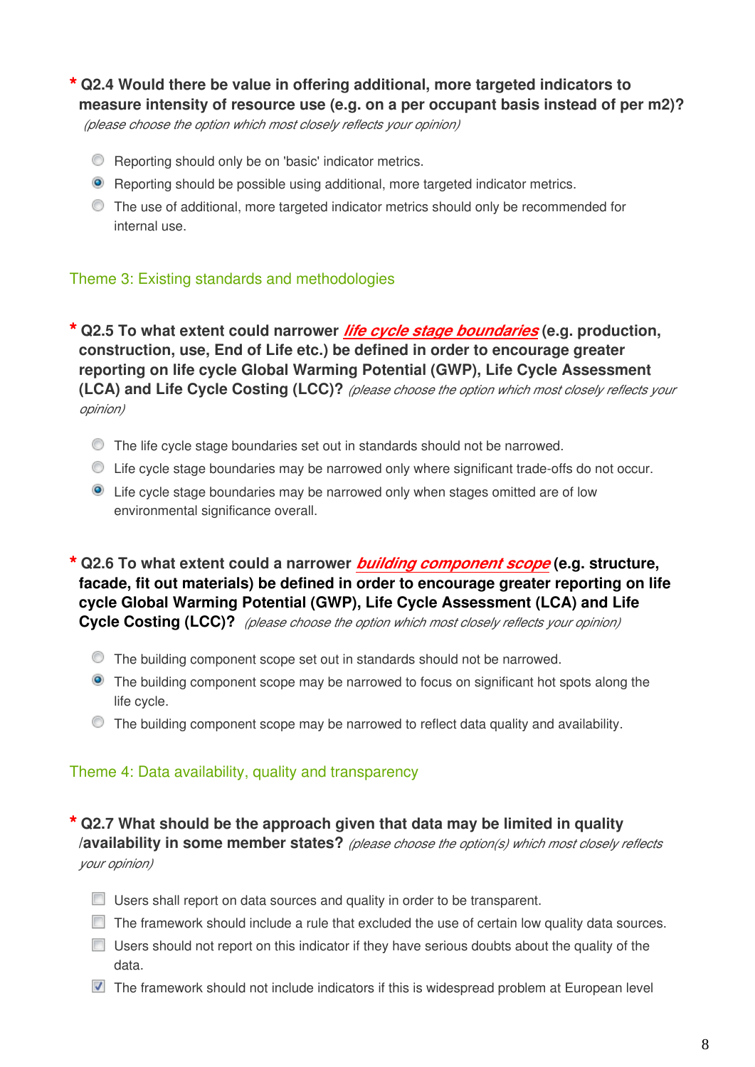**\* Q2.4 Would there be value in offering additional, more targeted indicators to measure intensity of resource use (e.g. on a per occupant basis instead of per m2)?** *(please choose the option which most closely reflects your opinion)*

- ○ Reporting should only be on 'basic' indicator metrics.
- ◉ Reporting should be possible using additional, more targeted indicator metrics.
- ○ The use of additional, more targeted indicator metrics should only be recommended for internal use.

## Theme 3: Existing standards and methodologies

**\* Q2.5 To what extent could narrower *life cycle stage boundaries* (e.g. production, construction, use, End of Life etc.) be defined in order to encourage greater reporting on life cycle Global Warming Potential (GWP), Life Cycle Assessment (LCA) and Life Cycle Costing (LCC)?** *(please choose the option which most closely reflects your opinion)*

- ○ The life cycle stage boundaries set out in standards should not be narrowed.
- ○ Life cycle stage boundaries may be narrowed only where significant trade-offs do not occur.
- ◉ Life cycle stage boundaries may be narrowed only when stages omitted are of low environmental significance overall.

**\* Q2.6 To what extent could a narrower *building component scope* (e.g. structure, facade, fit out materials) be defined in order to encourage greater reporting on life cycle Global Warming Potential (GWP), Life Cycle Assessment (LCA) and Life Cycle Costing (LCC)?** *(please choose the option which most closely reflects your opinion)*

- ○ The building component scope set out in standards should not be narrowed.
- ◉ The building component scope may be narrowed to focus on significant hot spots along the life cycle.
- ○ The building component scope may be narrowed to reflect data quality and availability.

## Theme 4: Data availability, quality and transparency

**\* Q2.7 What should be the approach given that data may be limited in quality /availability in some member states?** *(please choose the option(s) which most closely reflects your opinion)*

- [ ] Users shall report on data sources and quality in order to be transparent.
- [ ] The framework should include a rule that excluded the use of certain low quality data sources.
- [ ] Users should not report on this indicator if they have serious doubts about the quality of the data.
- [x] The framework should not include indicators if this is widespread problem at European level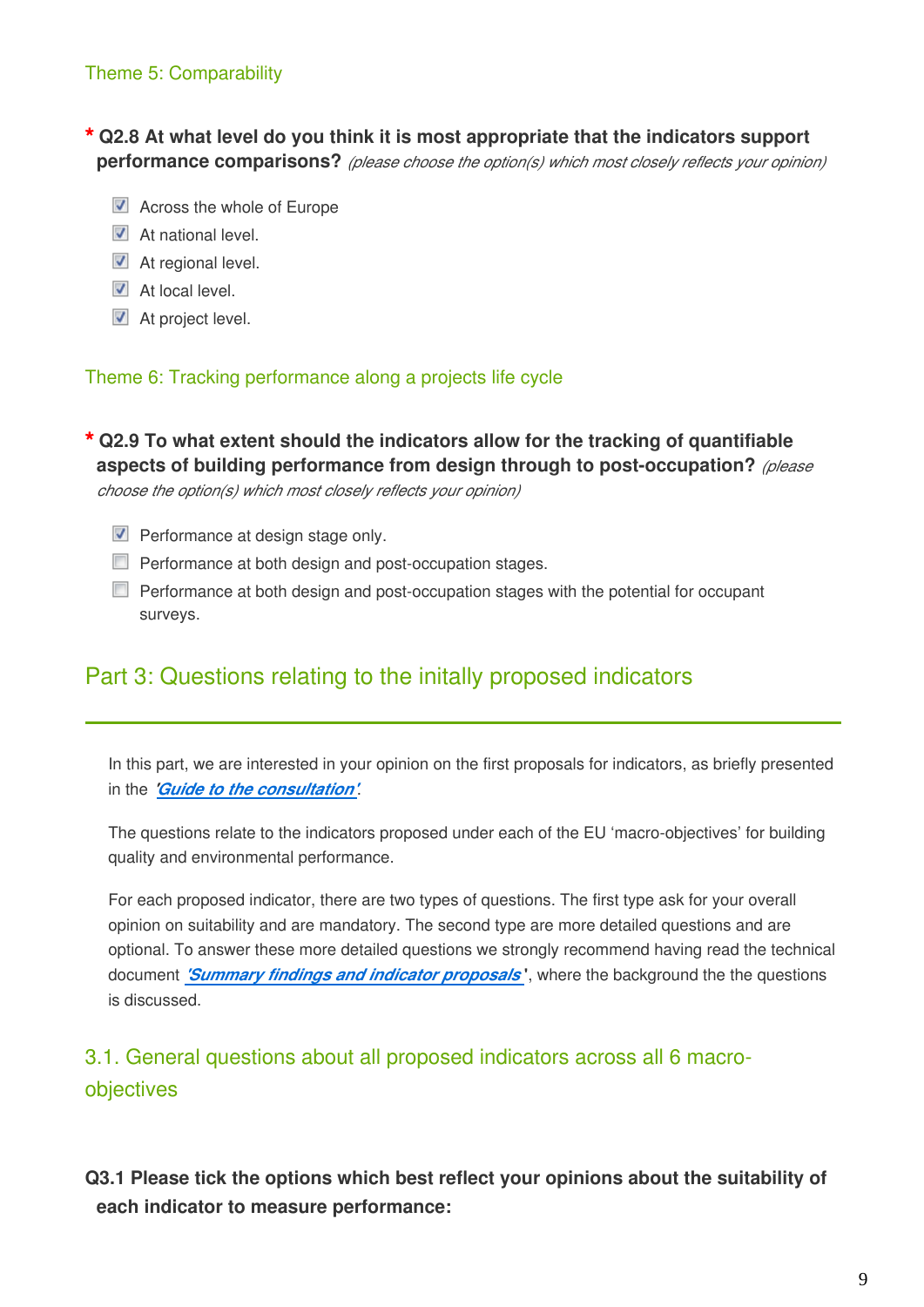### Theme 5: Comparability

**\* Q2.8 At what level do you think it is most appropriate that the indicators support performance comparisons?** *(please choose the option(s) which most closely reflects your opinion)*

- [x] Across the whole of Europe
- [x] At national level.
- [x] At regional level.
- [x] At local level.
- [x] At project level.

### Theme 6: Tracking performance along a projects life cycle

**\* Q2.9 To what extent should the indicators allow for the tracking of quantifiable aspects of building performance from design through to post-occupation?** *(please choose the option(s) which most closely reflects your opinion)*

- [x] Performance at design stage only.
- [ ] Performance at both design and post-occupation stages.
- [ ] Performance at both design and post-occupation stages with the potential for occupant surveys.

## Part 3: Questions relating to the initally proposed indicators

In this part, we are interested in your opinion on the first proposals for indicators, as briefly presented in the ***'Guide to the consultation'***.

The questions relate to the indicators proposed under each of the EU 'macro-objectives' for building quality and environmental performance.

For each proposed indicator, there are two types of questions. The first type ask for your overall opinion on suitability and are mandatory. The second type are more detailed questions and are optional. To answer these more detailed questions we strongly recommend having read the technical document ***'Summary findings and indicator proposals'***, where the background the the questions is discussed.

### 3.1. General questions about all proposed indicators across all 6 macro-objectives

**Q3.1 Please tick the options which best reflect your opinions about the suitability of each indicator to measure performance:**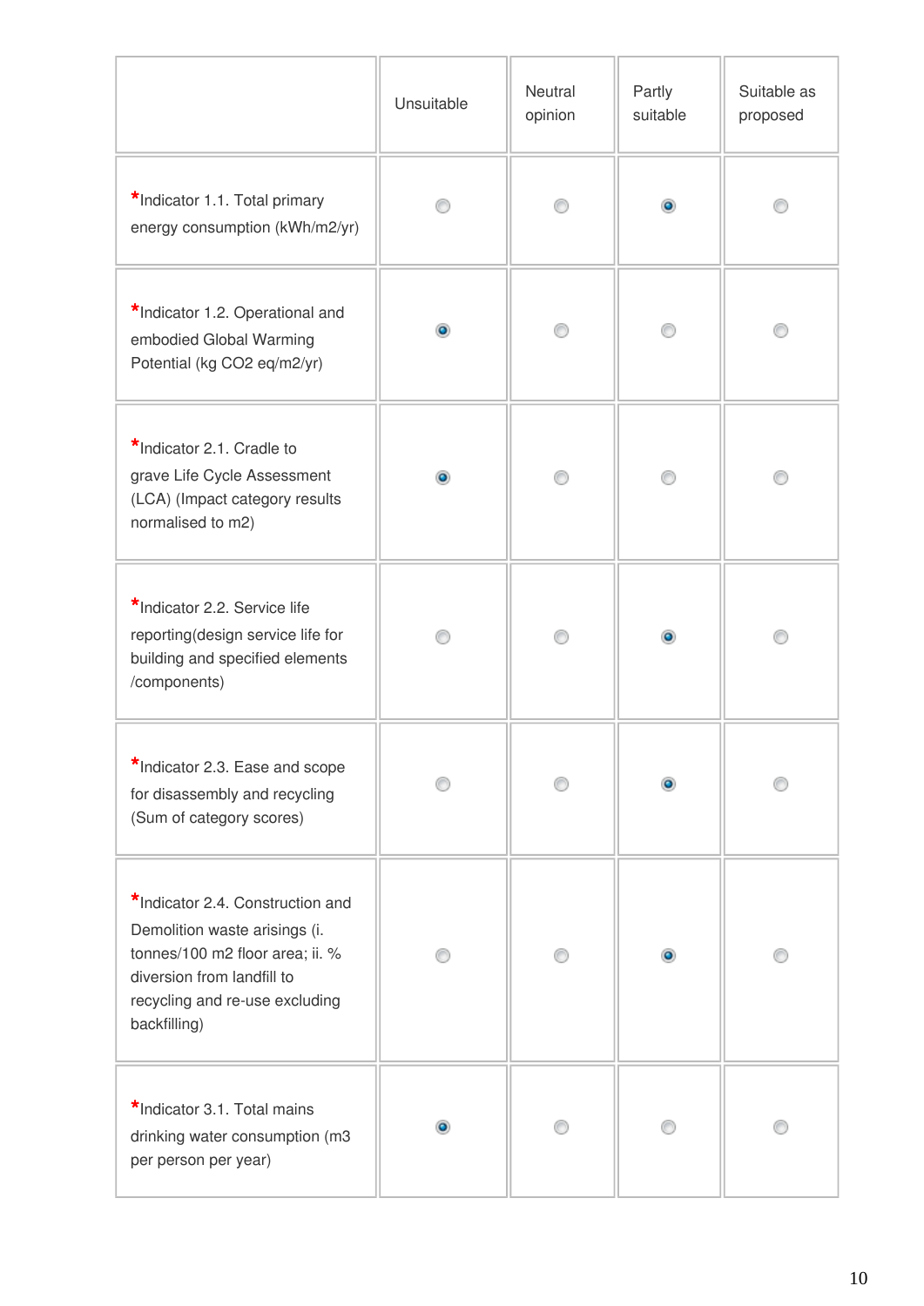| | Unsuitable | Neutral opinion | Partly suitable | Suitable as proposed |
|---|---|---|---|---|
| *Indicator 1.1. Total primary energy consumption (kWh/m2/yr) | ○ | ○ | ● | ○ |
| *Indicator 1.2. Operational and embodied Global Warming Potential (kg $CO_2$ eq/m2/yr) | ● | ○ | ○ | ○ |
| *Indicator 2.1. Cradle to grave Life Cycle Assessment (LCA) (Impact category results normalised to m2) | ● | ○ | ○ | ○ |
| *Indicator 2.2. Service life reporting(design service life for building and specified elements /components) | ○ | ○ | ● | ○ |
| *Indicator 2.3. Ease and scope for disassembly and recycling (Sum of category scores) | ○ | ○ | ● | ○ |
| *Indicator 2.4. Construction and Demolition waste arisings (i. tonnes/100 m2 floor area; ii. % diversion from landfill to recycling and re-use excluding backfilling) | ○ | ○ | ● | ○ |
| *Indicator 3.1. Total mains drinking water consumption (m3 per person per year) | ● | ○ | ○ | ○ |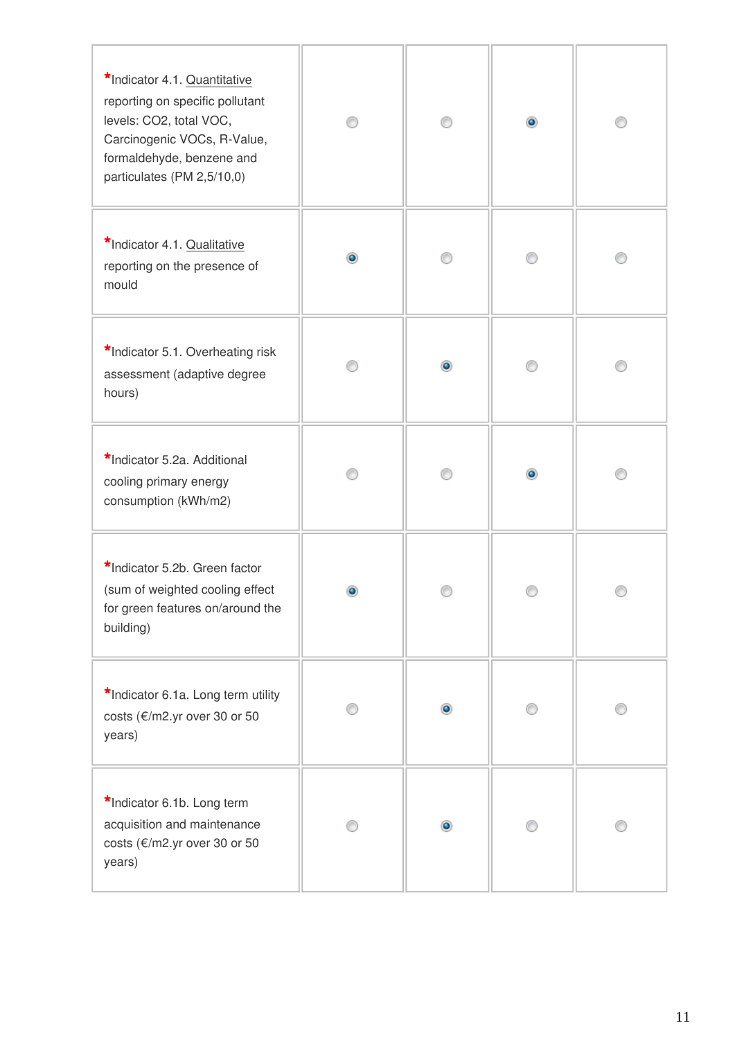| | | | | |
|---|---|---|---|---|
| *Indicator 4.1. Quantitative reporting on specific pollutant levels: $CO_2$, total VOC, Carcinogenic VOCs, R-Value, formaldehyde, benzene and particulates (PM 2,5/10,0) | ○ | ○ | ● | ○ |
| *Indicator 4.1. Qualitative reporting on the presence of mould | ● | ○ | ○ | ○ |
| *Indicator 5.1. Overheating risk assessment (adaptive degree hours) | ○ | ● | ○ | ○ |
| *Indicator 5.2a. Additional cooling primary energy consumption (kWh/m2) | ○ | ○ | ● | ○ |
| *Indicator 5.2b. Green factor (sum of weighted cooling effect for green features on/around the building) | ● | ○ | ○ | ○ |
| *Indicator 6.1a. Long term utility costs (€/m2.yr over 30 or 50 years) | ○ | ● | ○ | ○ |
| *Indicator 6.1b. Long term acquisition and maintenance costs (€/m2.yr over 30 or 50 years) | ○ | ● | ○ | ○ |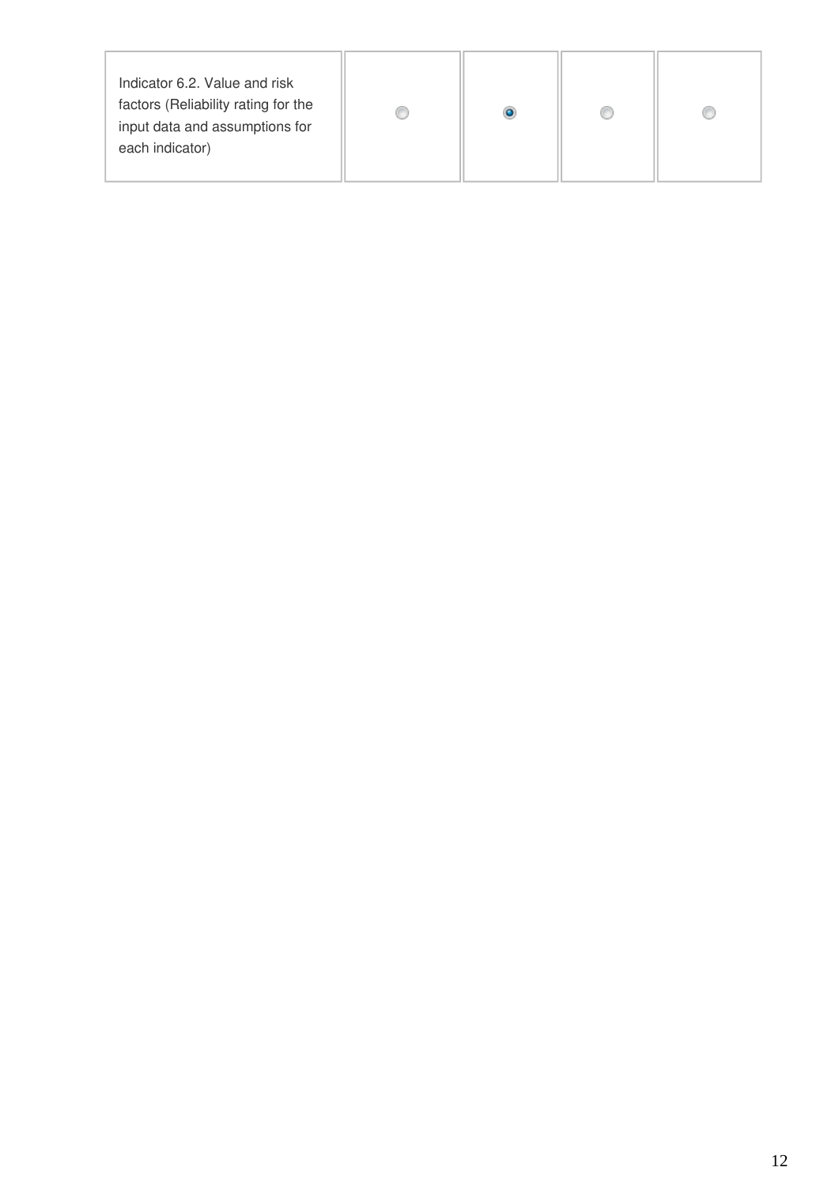| | | | | |
|---|---|---|---|---|
| Indicator 6.2. Value and risk factors (Reliability rating for the input data and assumptions for each indicator) | ○ | ◉ | ○ | ○ |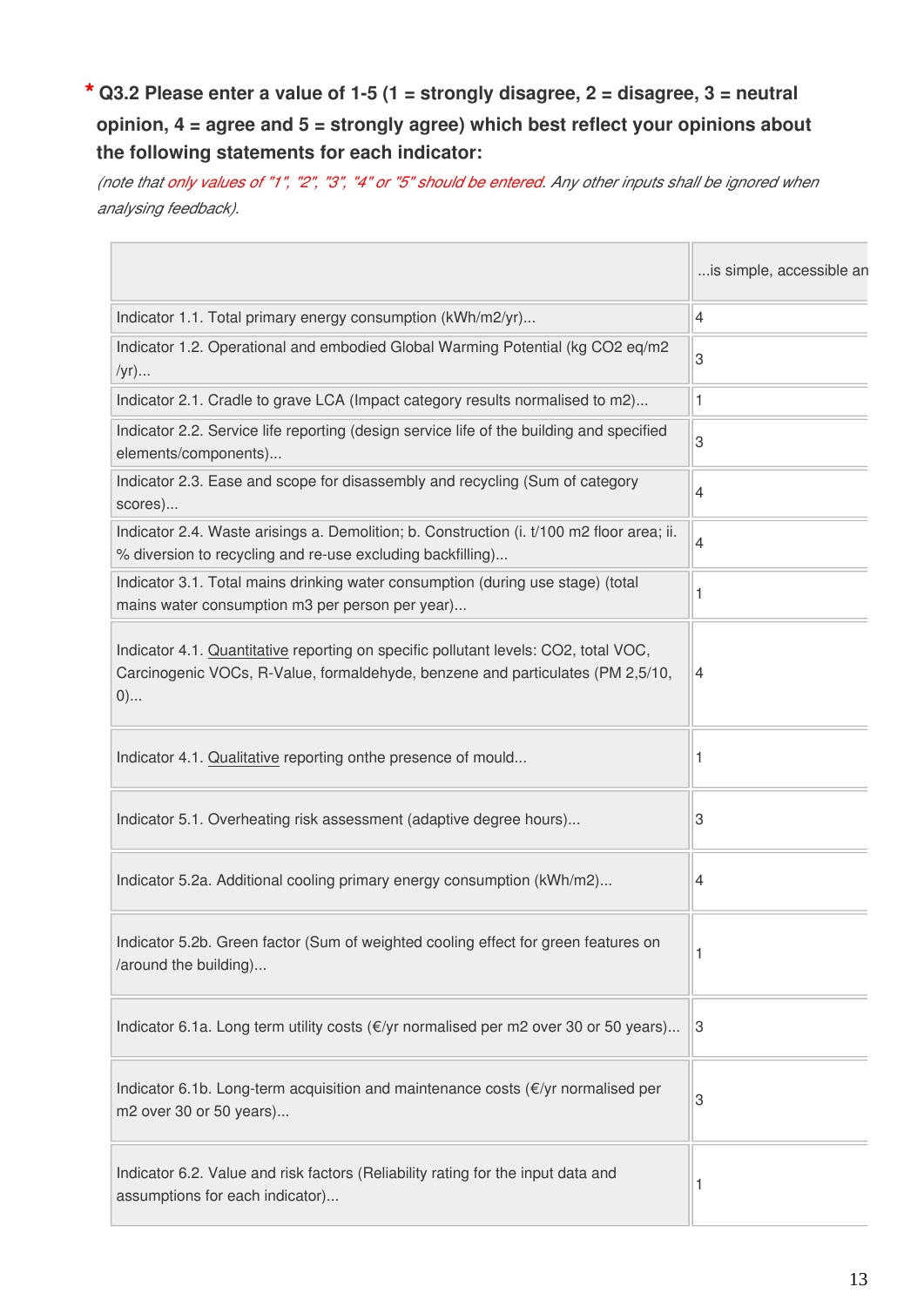**\* Q3.2 Please enter a value of 1-5 (1 = strongly disagree, 2 = disagree, 3 = neutral opinion, 4 = agree and 5 = strongly agree) which best reflect your opinions about the following statements for each indicator:**

*(note that only values of "1", "2", "3", "4" or "5" should be entered. Any other inputs shall be ignored when analysing feedback).*

| | ...is simple, accessible an |
|---|---|
| Indicator 1.1. Total primary energy consumption (kWh/m2/yr)... | 4 |
| Indicator 1.2. Operational and embodied Global Warming Potential (kg CO2 eq/m2 /yr)... | 3 |
| Indicator 2.1. Cradle to grave LCA (Impact category results normalised to m2)... | 1 |
| Indicator 2.2. Service life reporting (design service life of the building and specified elements/components)... | 3 |
| Indicator 2.3. Ease and scope for disassembly and recycling (Sum of category scores)... | 4 |
| Indicator 2.4. Waste arisings a. Demolition; b. Construction (i. t/100 m2 floor area; ii. % diversion to recycling and re-use excluding backfilling)... | 4 |
| Indicator 3.1. Total mains drinking water consumption (during use stage) (total mains water consumption m3 per person per year)... | 1 |
| Indicator 4.1. Quantitative reporting on specific pollutant levels: CO2, total VOC, Carcinogenic VOCs, R-Value, formaldehyde, benzene and particulates (PM 2,5/10, 0)... | 4 |
| Indicator 4.1. Qualitative reporting onthe presence of mould... | 1 |
| Indicator 5.1. Overheating risk assessment (adaptive degree hours)... | 3 |
| Indicator 5.2a. Additional cooling primary energy consumption (kWh/m2)... | 4 |
| Indicator 5.2b. Green factor (Sum of weighted cooling effect for green features on /around the building)... | 1 |
| Indicator 6.1a. Long term utility costs (€/yr normalised per m2 over 30 or 50 years)... | 3 |
| Indicator 6.1b. Long-term acquisition and maintenance costs (€/yr normalised per m2 over 30 or 50 years)... | 3 |
| Indicator 6.2. Value and risk factors (Reliability rating for the input data and assumptions for each indicator)... | 1 |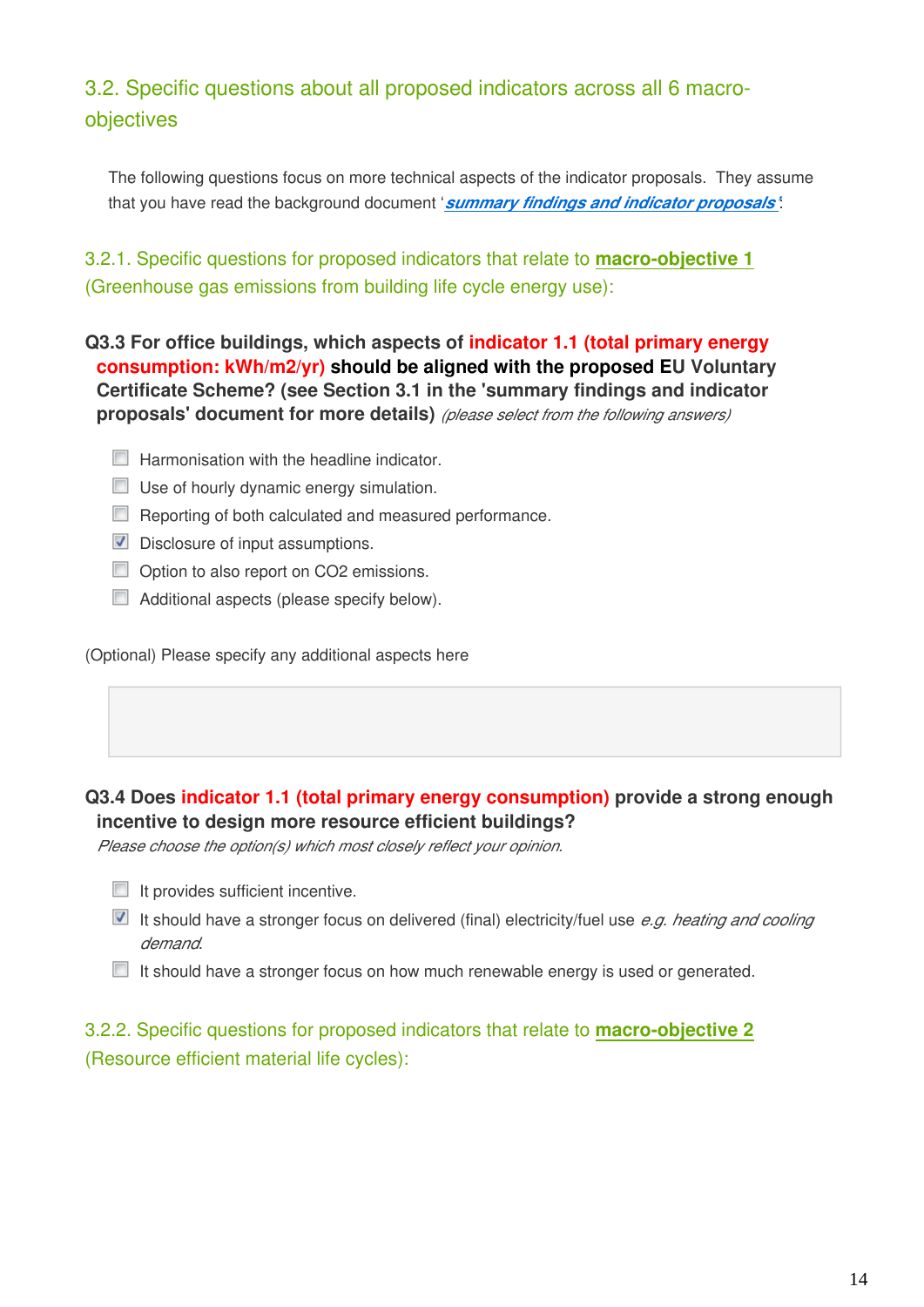## 3.2. Specific questions about all proposed indicators across all 6 macro-objectives

The following questions focus on more technical aspects of the indicator proposals. They assume that you have read the background document '***summary findings and indicator proposals***'.

### 3.2.1. Specific questions for proposed indicators that relate to **macro-objective 1** (Greenhouse gas emissions from building life cycle energy use):

**Q3.3 For office buildings, which aspects of indicator 1.1 (total primary energy consumption: kWh/m2/yr) should be aligned with the proposed EU Voluntary Certificate Scheme? (see Section 3.1 in the 'summary findings and indicator proposals' document for more details)** *(please select from the following answers)*

- [ ] Harmonisation with the headline indicator.
- [ ] Use of hourly dynamic energy simulation.
- [ ] Reporting of both calculated and measured performance.
- [x] Disclosure of input assumptions.
- [ ] Option to also report on $CO_2$ emissions.
- [ ] Additional aspects (please specify below).

(Optional) Please specify any additional aspects here

**Q3.4 Does indicator 1.1 (total primary energy consumption) provide a strong enough incentive to design more resource efficient buildings?**
*Please choose the option(s) which most closely reflect your opinion.*

- [ ] It provides sufficient incentive.
- [x] It should have a stronger focus on delivered (final) electricity/fuel use *e.g. heating and cooling demand.*
- [ ] It should have a stronger focus on how much renewable energy is used or generated.

### 3.2.2. Specific questions for proposed indicators that relate to **macro-objective 2** (Resource efficient material life cycles):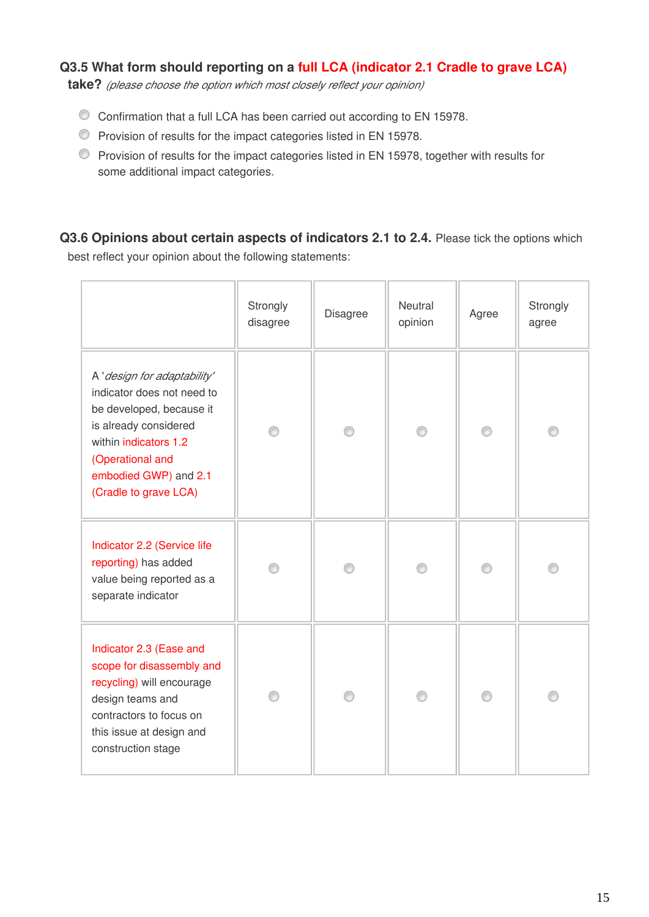**Q3.5 What form should reporting on a full LCA (indicator 2.1 Cradle to grave LCA) take?** *(please choose the option which most closely reflect your opinion)*

- Confirmation that a full LCA has been carried out according to EN 15978.
- Provision of results for the impact categories listed in EN 15978.
- Provision of results for the impact categories listed in EN 15978, together with results for some additional impact categories.

**Q3.6 Opinions about certain aspects of indicators 2.1 to 2.4.** Please tick the options which best reflect your opinion about the following statements:

| | Strongly disagree | Disagree | Neutral opinion | Agree | Strongly agree |
|---|---|---|---|---|---|
| A '*design for adaptability*' indicator does not need to be developed, because it is already considered within indicators 1.2 (Operational and embodied GWP) and 2.1 (Cradle to grave LCA) | | | | | |
| Indicator 2.2 (Service life reporting) has added value being reported as a separate indicator | | | | | |
| Indicator 2.3 (Ease and scope for disassembly and recycling) will encourage design teams and contractors to focus on this issue at design and construction stage | | | | | |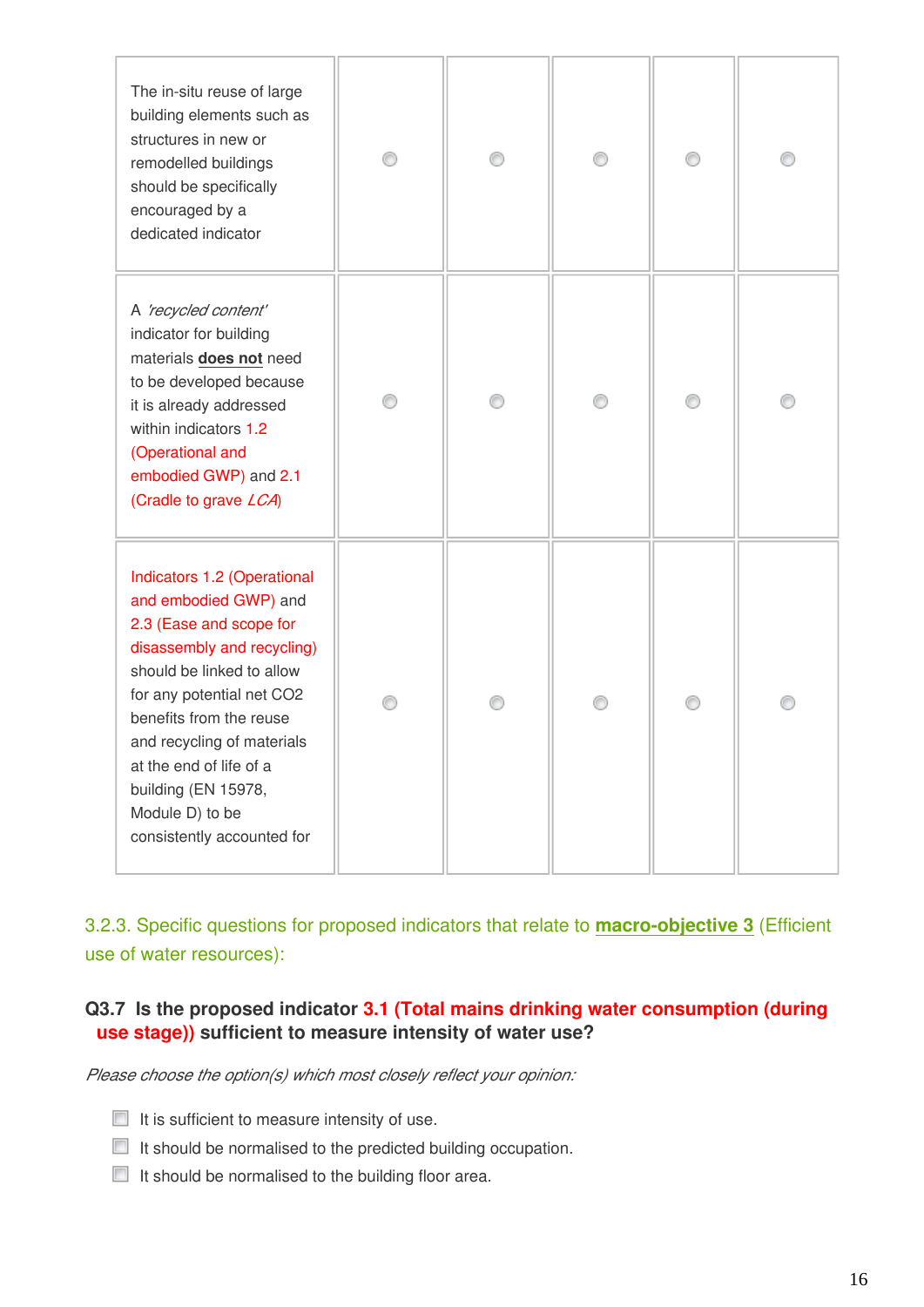| | | | | | |
|---|---|---|---|---|---|
| The in-situ reuse of large building elements such as structures in new or remodelled buildings should be specifically encouraged by a dedicated indicator | ○ | ○ | ○ | ○ | ○ |
| A *'recycled content'* indicator for building materials **does not** need to be developed because it is already addressed within indicators 1.2 (Operational and embodied GWP) and 2.1 (Cradle to grave *LCA*) | ○ | ○ | ○ | ○ | ○ |
| Indicators 1.2 (Operational and embodied GWP) and 2.3 (Ease and scope for disassembly and recycling) should be linked to allow for any potential net CO2 benefits from the reuse and recycling of materials at the end of life of a building (EN 15978, Module D) to be consistently accounted for | ○ | ○ | ○ | ○ | ○ |

### 3.2.3. Specific questions for proposed indicators that relate to **macro-objective 3** (Efficient use of water resources):

**Q3.7 Is the proposed indicator 3.1 (Total mains drinking water consumption (during use stage)) sufficient to measure intensity of water use?**

*Please choose the option(s) which most closely reflect your opinion:*

- ☐ It is sufficient to measure intensity of use.
- ☐ It should be normalised to the predicted building occupation.
- ☐ It should be normalised to the building floor area.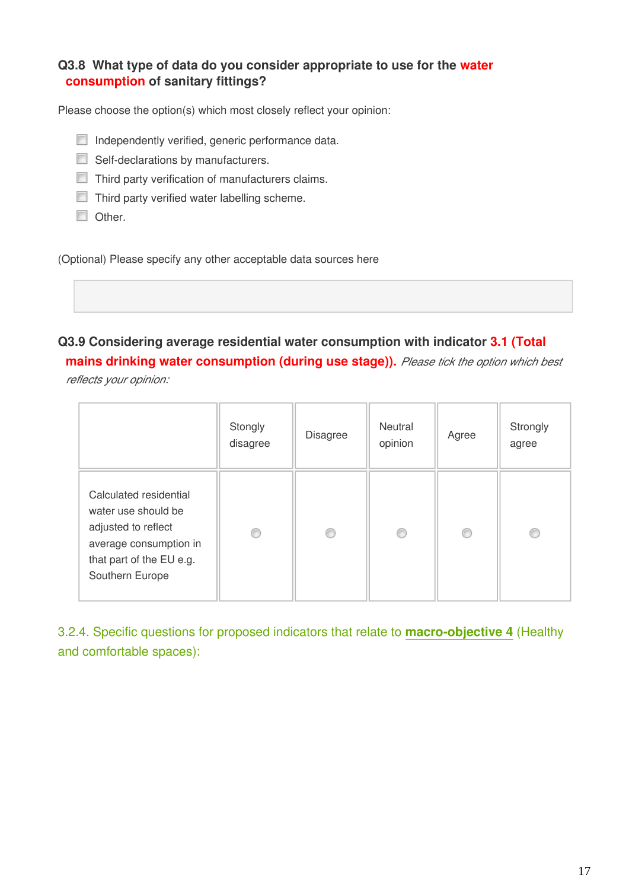**Q3.8 What type of data do you consider appropriate to use for the water consumption of sanitary fittings?**

Please choose the option(s) which most closely reflect your opinion:

- [ ] Independently verified, generic performance data.
- [ ] Self-declarations by manufacturers.
- [ ] Third party verification of manufacturers claims.
- [ ] Third party verified water labelling scheme.
- [ ] Other.

(Optional) Please specify any other acceptable data sources here

**Q3.9 Considering average residential water consumption with indicator 3.1 (Total mains drinking water consumption (during use stage)).** *Please tick the option which best reflects your opinion:*

| | Stongly disagree | Disagree | Neutral opinion | Agree | Strongly agree |
|---|---|---|---|---|---|
| Calculated residential water use should be adjusted to reflect average consumption in that part of the EU e.g. Southern Europe | ○ | ○ | ○ | ○ | ○ |

3.2.4. Specific questions for proposed indicators that relate to **macro-objective 4** (Healthy and comfortable spaces):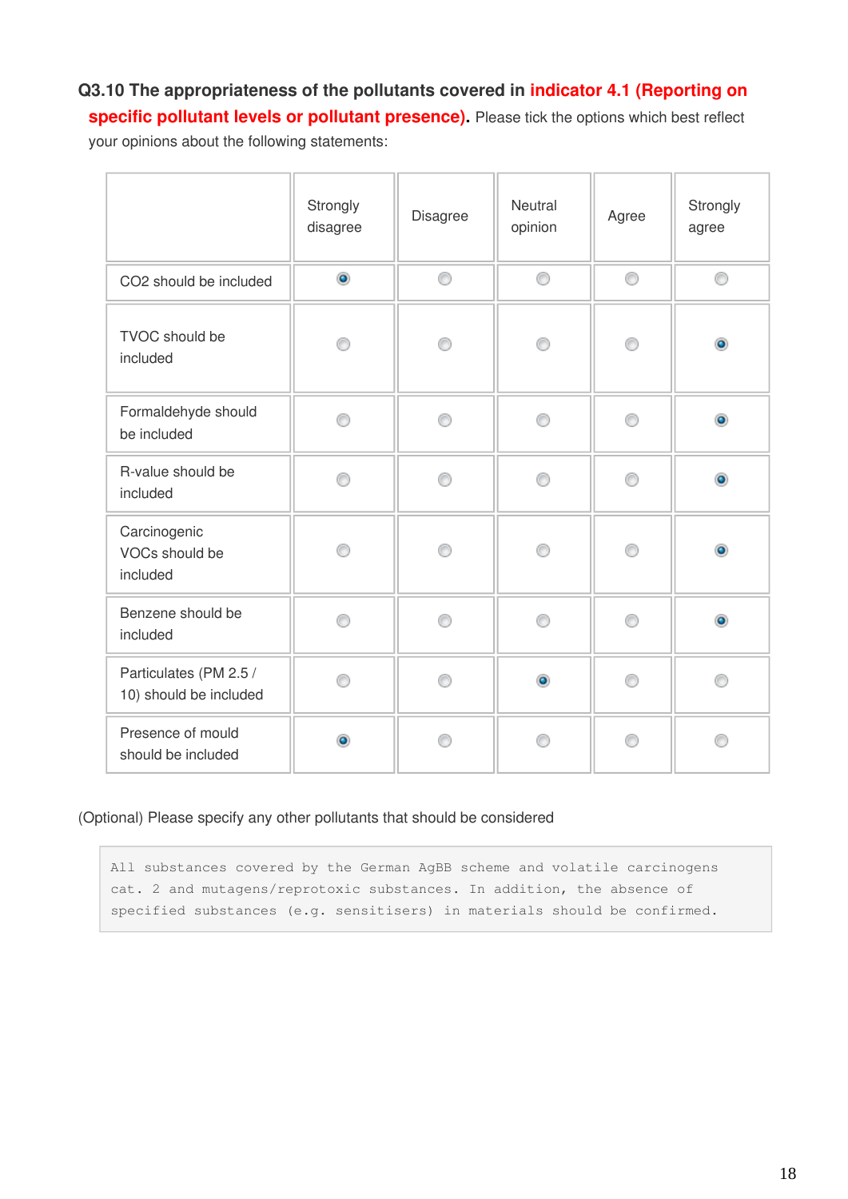**Q3.10 The appropriateness of the pollutants covered in indicator 4.1 (Reporting on specific pollutant levels or pollutant presence).** Please tick the options which best reflect your opinions about the following statements:

| | Strongly disagree | Disagree | Neutral opinion | Agree | Strongly agree |
|---|---|---|---|---|---|
| CO2 should be included | ● | ○ | ○ | ○ | ○ |
| TVOC should be included | ○ | ○ | ○ | ○ | ● |
| Formaldehyde should be included | ○ | ○ | ○ | ○ | ● |
| R-value should be included | ○ | ○ | ○ | ○ | ● |
| Carcinogenic VOCs should be included | ○ | ○ | ○ | ○ | ● |
| Benzene should be included | ○ | ○ | ○ | ○ | ● |
| Particulates (PM 2.5 / 10) should be included | ○ | ○ | ● | ○ | ○ |
| Presence of mould should be included | ● | ○ | ○ | ○ | ○ |

(Optional) Please specify any other pollutants that should be considered

```
All substances covered by the German AgBB scheme and volatile carcinogens
cat. 2 and mutagens/reprotoxic substances. In addition, the absence of
specified substances (e.g. sensitisers) in materials should be confirmed.
```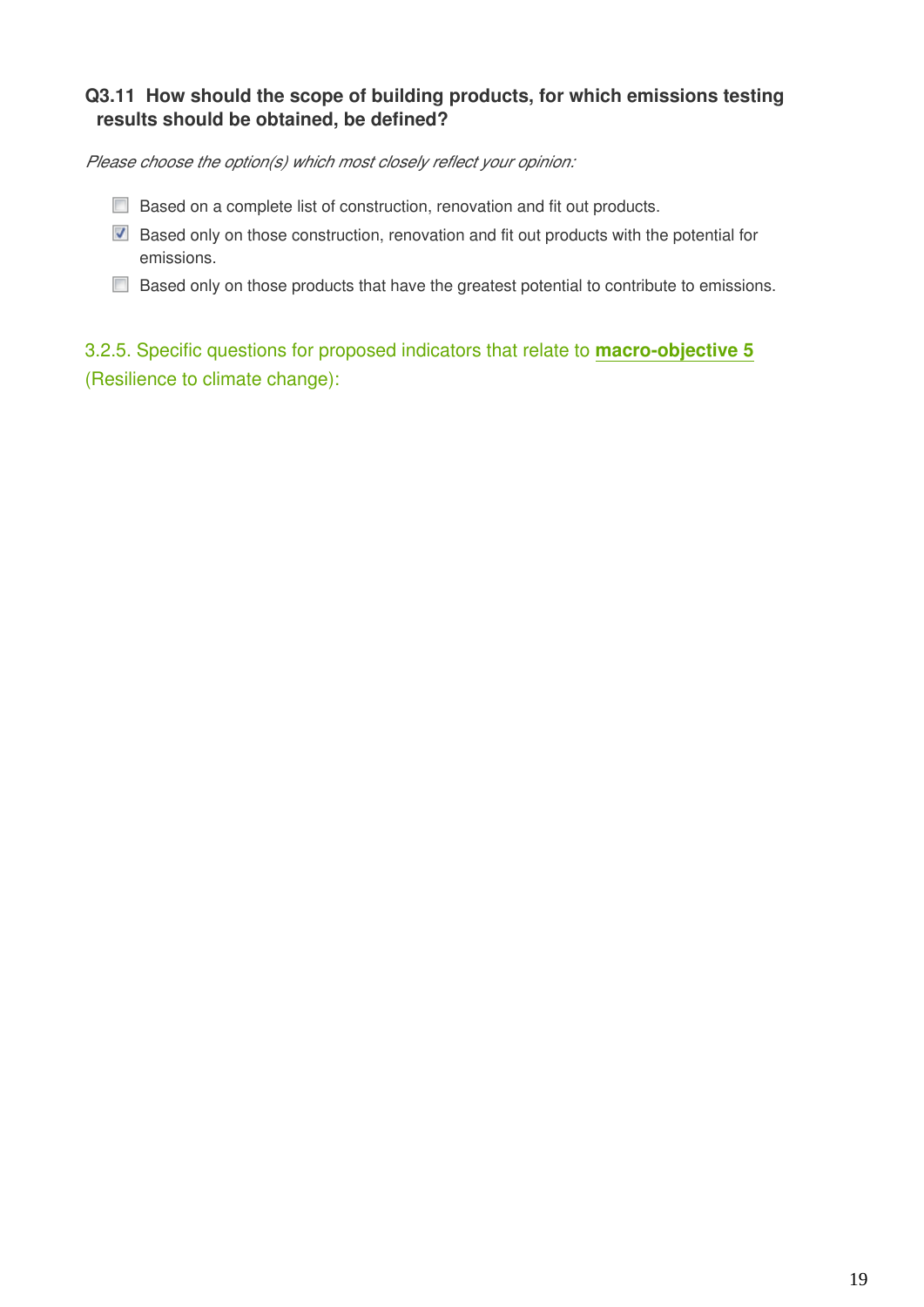**Q3.11 How should the scope of building products, for which emissions testing results should be obtained, be defined?**

*Please choose the option(s) which most closely reflect your opinion:*

- [ ] Based on a complete list of construction, renovation and fit out products.
- [x] Based only on those construction, renovation and fit out products with the potential for emissions.
- [ ] Based only on those products that have the greatest potential to contribute to emissions.

### 3.2.5. Specific questions for proposed indicators that relate to **macro-objective 5** (Resilience to climate change):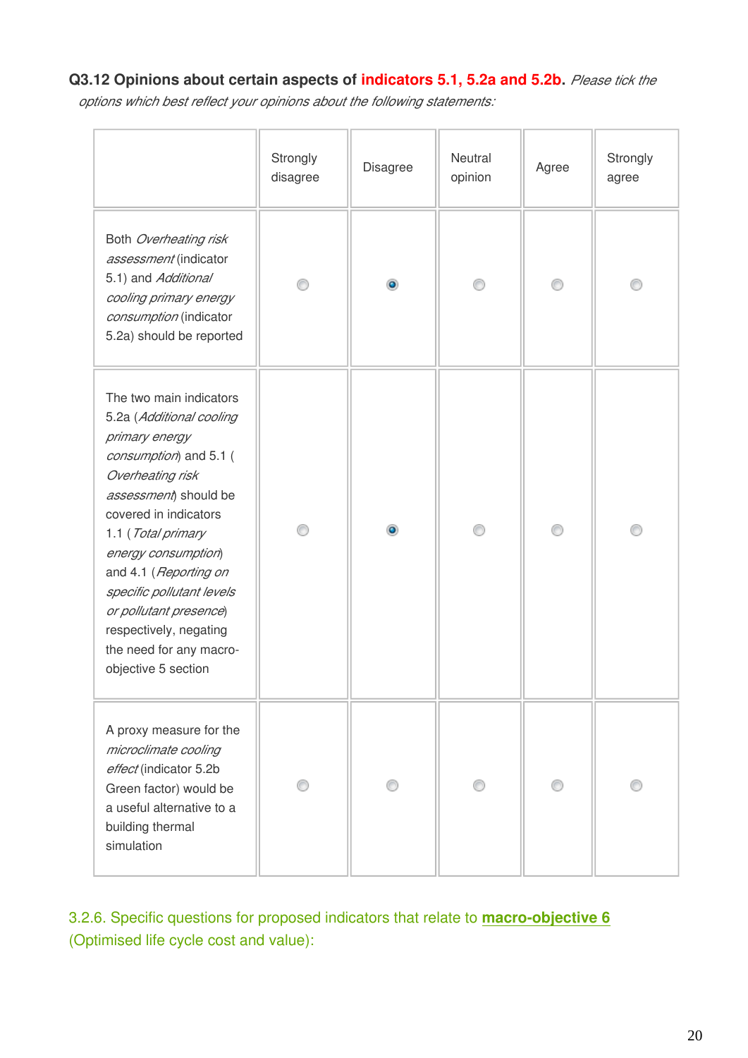**Q3.12 Opinions about certain aspects of indicators 5.1, 5.2a and 5.2b.** *Please tick the options which best reflect your opinions about the following statements:*

| | Strongly disagree | Disagree | Neutral opinion | Agree | Strongly agree |
|---|---|---|---|---|---|
| Both *Overheating risk assessment* (indicator 5.1) and *Additional cooling primary energy consumption* (indicator 5.2a) should be reported | ○ | ● | ○ | ○ | ○ |
| The two main indicators 5.2a (*Additional cooling primary energy consumption*) and 5.1 (*Overheating risk assessment*) should be covered in indicators 1.1 (*Total primary energy consumption*) and 4.1 (*Reporting on specific pollutant levels or pollutant presence*) respectively, negating the need for any macro-objective 5 section | ○ | ● | ○ | ○ | ○ |
| A proxy measure for the *microclimate cooling effect* (indicator 5.2b Green factor) would be a useful alternative to a building thermal simulation | ○ | ○ | ○ | ○ | ○ |

### 3.2.6. Specific questions for proposed indicators that relate to **macro-objective 6** (Optimised life cycle cost and value):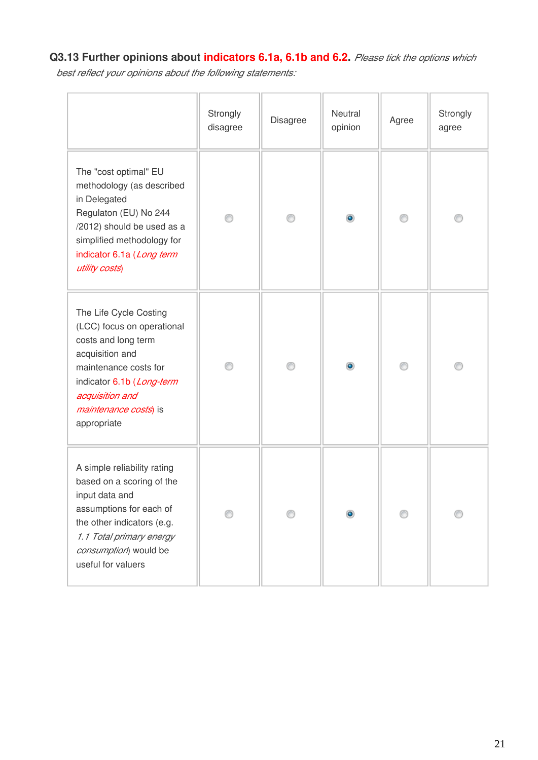**Q3.13 Further opinions about indicators 6.1a, 6.1b and 6.2.** *Please tick the options which best reflect your opinions about the following statements:*

| | Strongly disagree | Disagree | Neutral opinion | Agree | Strongly agree |
|---|---|---|---|---|---|
| The "cost optimal" EU methodology (as described in Delegated Regulaton (EU) No 244 /2012) should be used as a simplified methodology for indicator 6.1a (*Long term utility costs*) | ○ | ○ | ◉ | ○ | ○ |
| The Life Cycle Costing (LCC) focus on operational costs and long term acquisition and maintenance costs for indicator 6.1b (*Long-term acquisition and maintenance costs*) is appropriate | ○ | ○ | ◉ | ○ | ○ |
| A simple reliability rating based on a scoring of the input data and assumptions for each of the other indicators (e.g. *1.1 Total primary energy consumption*) would be useful for valuers | ○ | ○ | ◉ | ○ | ○ |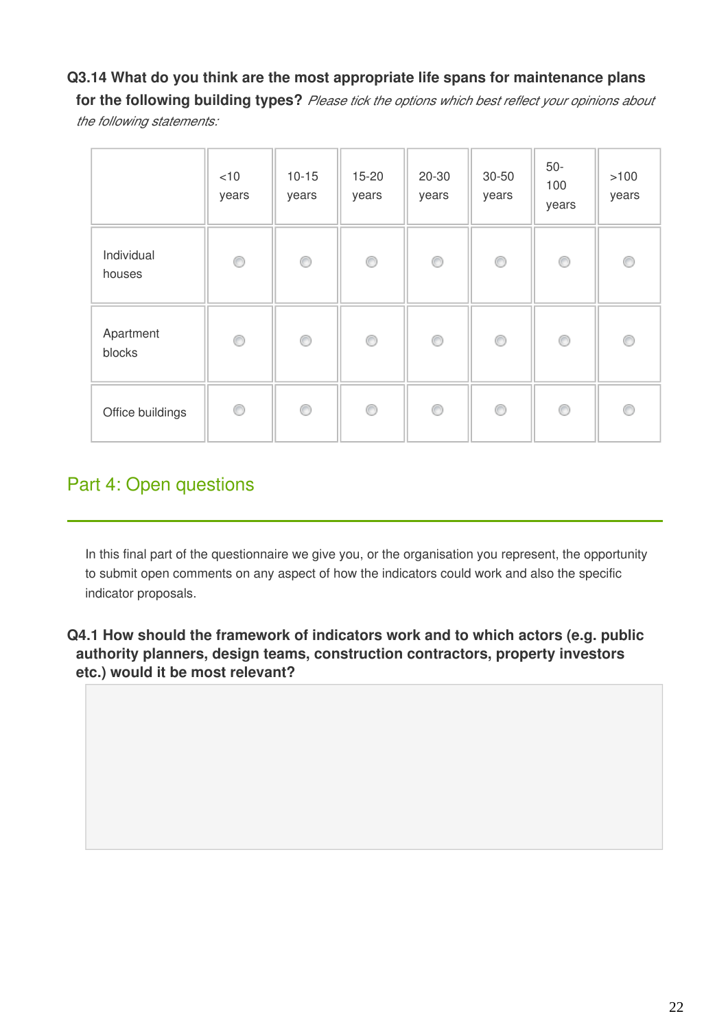**Q3.14 What do you think are the most appropriate life spans for maintenance plans for the following building types?** *Please tick the options which best reflect your opinions about the following statements:*

| | <10 years | 10-15 years | 15-20 years | 20-30 years | 30-50 years | 50-100 years | >100 years |
|---|---|---|---|---|---|---|---|
| Individual houses | ○ | ○ | ○ | ○ | ○ | ○ | ○ |
| Apartment blocks | ○ | ○ | ○ | ○ | ○ | ○ | ○ |
| Office buildings | ○ | ○ | ○ | ○ | ○ | ○ | ○ |

## Part 4: Open questions

In this final part of the questionnaire we give you, or the organisation you represent, the opportunity to submit open comments on any aspect of how the indicators could work and also the specific indicator proposals.

**Q4.1 How should the framework of indicators work and to which actors (e.g. public authority planners, design teams, construction contractors, property investors etc.) would it be most relevant?**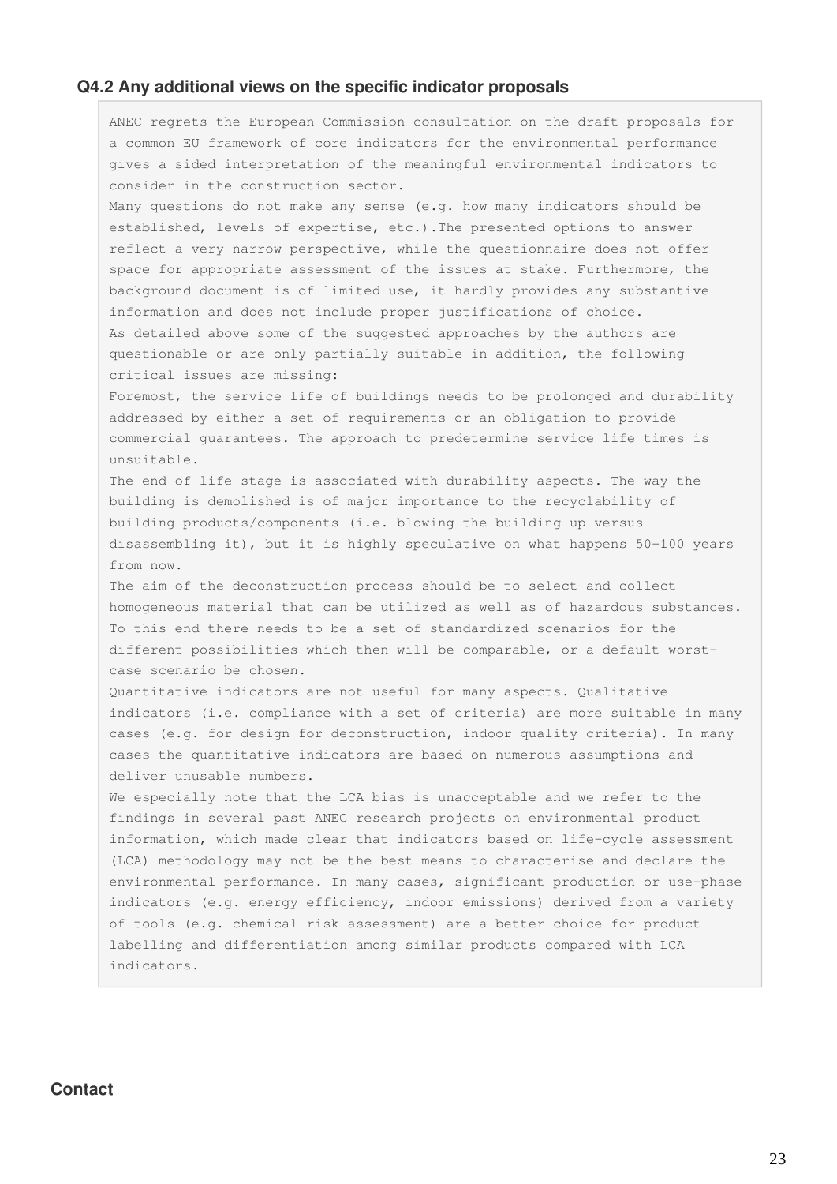### Q4.2 Any additional views on the specific indicator proposals

ANEC regrets the European Commission consultation on the draft proposals for a common EU framework of core indicators for the environmental performance gives a sided interpretation of the meaningful environmental indicators to consider in the construction sector.

Many questions do not make any sense (e.g. how many indicators should be established, levels of expertise, etc.).The presented options to answer reflect a very narrow perspective, while the questionnaire does not offer space for appropriate assessment of the issues at stake. Furthermore, the background document is of limited use, it hardly provides any substantive information and does not include proper justifications of choice.

As detailed above some of the suggested approaches by the authors are questionable or are only partially suitable in addition, the following critical issues are missing:

Foremost, the service life of buildings needs to be prolonged and durability addressed by either a set of requirements or an obligation to provide commercial guarantees. The approach to predetermine service life times is unsuitable.

The end of life stage is associated with durability aspects. The way the building is demolished is of major importance to the recyclability of building products/components (i.e. blowing the building up versus disassembling it), but it is highly speculative on what happens 50-100 years from now.

The aim of the deconstruction process should be to select and collect homogeneous material that can be utilized as well as of hazardous substances. To this end there needs to be a set of standardized scenarios for the different possibilities which then will be comparable, or a default worst-case scenario be chosen.

Quantitative indicators are not useful for many aspects. Qualitative indicators (i.e. compliance with a set of criteria) are more suitable in many cases (e.g. for design for deconstruction, indoor quality criteria). In many cases the quantitative indicators are based on numerous assumptions and deliver unusable numbers.

We especially note that the LCA bias is unacceptable and we refer to the findings in several past ANEC research projects on environmental product information, which made clear that indicators based on life-cycle assessment (LCA) methodology may not be the best means to characterise and declare the environmental performance. In many cases, significant production or use-phase indicators (e.g. energy efficiency, indoor emissions) derived from a variety of tools (e.g. chemical risk assessment) are a better choice for product labelling and differentiation among similar products compared with LCA indicators.

### Contact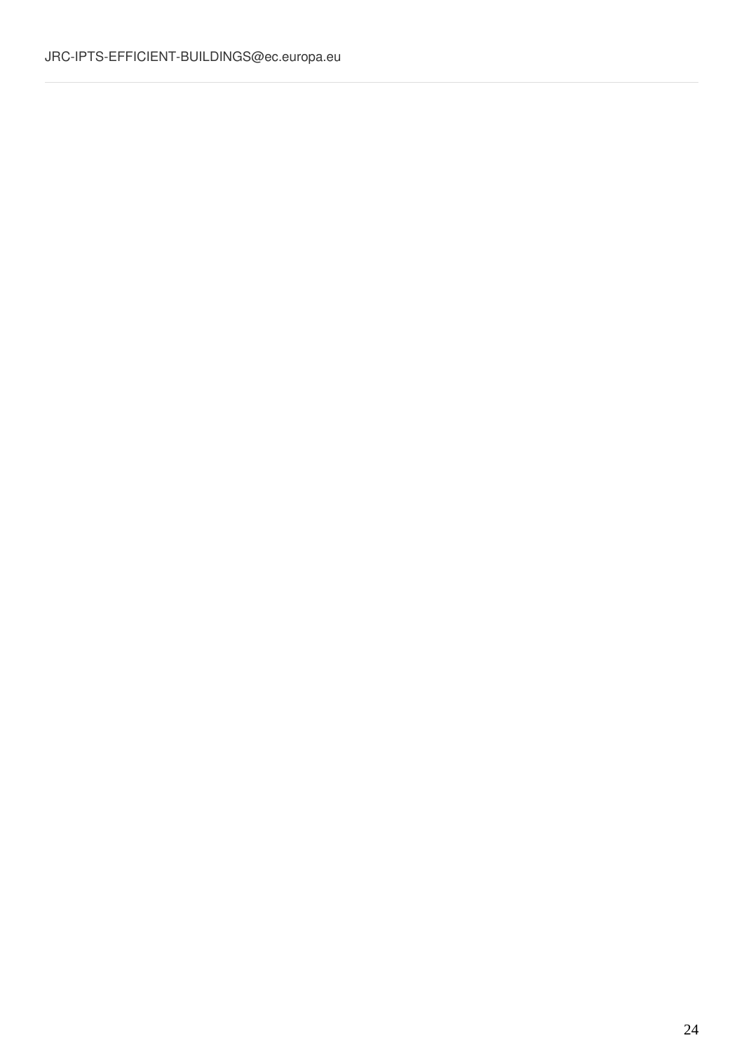JRC-IPTS-EFFICIENT-BUILDINGS@ec.europa.eu